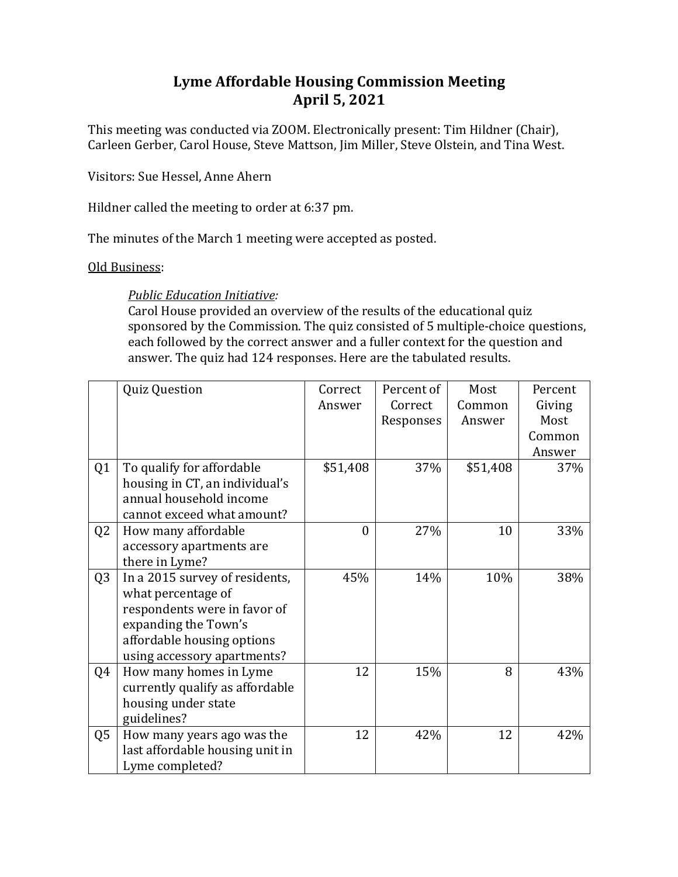# Lyme Affordable Housing Commission Meeting
## April 5, 2021

This meeting was conducted via ZOOM. Electronically present: Tim Hildner (Chair), Carleen Gerber, Carol House, Steve Mattson, Jim Miller, Steve Olstein, and Tina West.

Visitors: Sue Hessel, Anne Ahern

Hildner called the meeting to order at 6:37 pm.

The minutes of the March 1 meeting were accepted as posted.

<u>Old Business</u>:

*<u>Public Education Initiative:</u>*
Carol House provided an overview of the results of the educational quiz sponsored by the Commission. The quiz consisted of 5 multiple-choice questions, each followed by the correct answer and a fuller context for the question and answer. The quiz had 124 responses. Here are the tabulated results.

| | Quiz Question | Correct Answer | Percent of Correct Responses | Most Common Answer | Percent Giving Most Common Answer |
|---|---|---|---|---|---|
| Q1 | To qualify for affordable housing in CT, an individual's annual household income cannot exceed what amount? | $51,408 | 37% | $51,408 | 37% |
| Q2 | How many affordable accessory apartments are there in Lyme? | 0 | 27% | 10 | 33% |
| Q3 | In a 2015 survey of residents, what percentage of respondents were in favor of expanding the Town's affordable housing options using accessory apartments? | 45% | 14% | 10% | 38% |
| Q4 | How many homes in Lyme currently qualify as affordable housing under state guidelines? | 12 | 15% | 8 | 43% |
| Q5 | How many years ago was the last affordable housing unit in Lyme completed? | 12 | 42% | 12 | 42% |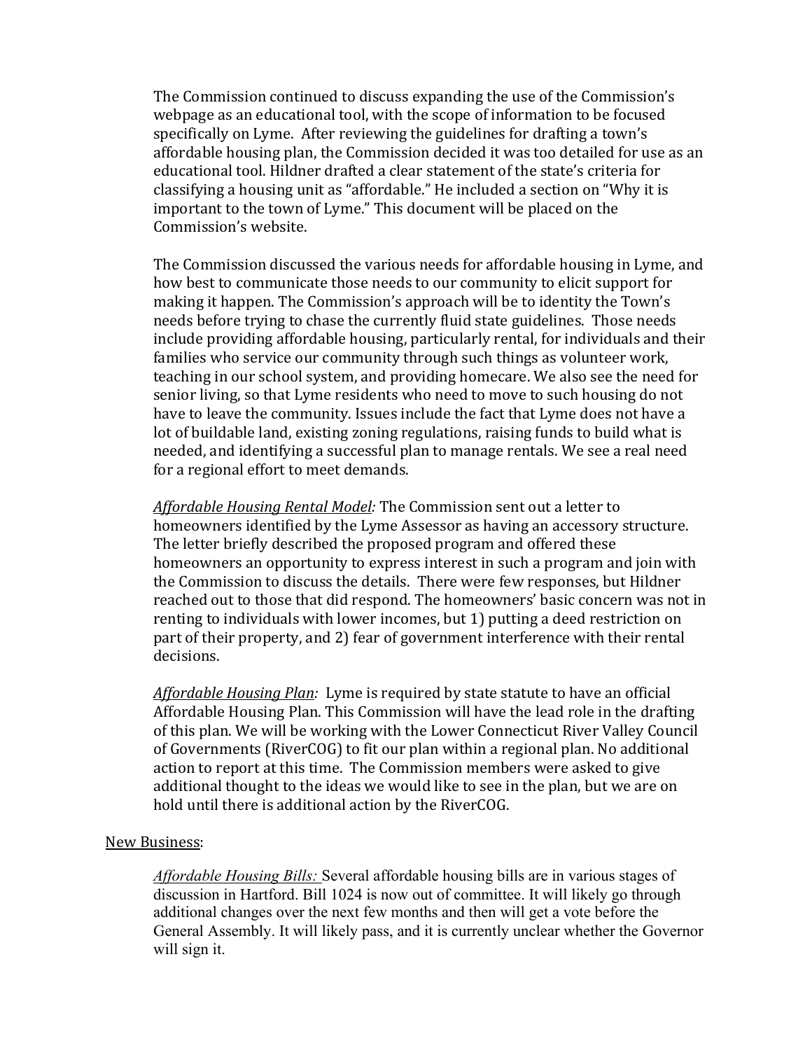The Commission continued to discuss expanding the use of the Commission's webpage as an educational tool, with the scope of information to be focused specifically on Lyme. After reviewing the guidelines for drafting a town's affordable housing plan, the Commission decided it was too detailed for use as an educational tool. Hildner drafted a clear statement of the state's criteria for classifying a housing unit as "affordable." He included a section on "Why it is important to the town of Lyme." This document will be placed on the Commission's website.

The Commission discussed the various needs for affordable housing in Lyme, and how best to communicate those needs to our community to elicit support for making it happen. The Commission's approach will be to identity the Town's needs before trying to chase the currently fluid state guidelines. Those needs include providing affordable housing, particularly rental, for individuals and their families who service our community through such things as volunteer work, teaching in our school system, and providing homecare. We also see the need for senior living, so that Lyme residents who need to move to such housing do not have to leave the community. Issues include the fact that Lyme does not have a lot of buildable land, existing zoning regulations, raising funds to build what is needed, and identifying a successful plan to manage rentals. We see a real need for a regional effort to meet demands.

*<u>Affordable Housing Rental Model</u>:* The Commission sent out a letter to homeowners identified by the Lyme Assessor as having an accessory structure. The letter briefly described the proposed program and offered these homeowners an opportunity to express interest in such a program and join with the Commission to discuss the details. There were few responses, but Hildner reached out to those that did respond. The homeowners' basic concern was not in renting to individuals with lower incomes, but 1) putting a deed restriction on part of their property, and 2) fear of government interference with their rental decisions.

*<u>Affordable Housing Plan</u>:* Lyme is required by state statute to have an official Affordable Housing Plan. This Commission will have the lead role in the drafting of this plan. We will be working with the Lower Connecticut River Valley Council of Governments (RiverCOG) to fit our plan within a regional plan. No additional action to report at this time. The Commission members were asked to give additional thought to the ideas we would like to see in the plan, but we are on hold until there is additional action by the RiverCOG.

<u>New Business</u>:

*<u>Affordable Housing Bills:</u>* Several affordable housing bills are in various stages of discussion in Hartford. Bill 1024 is now out of committee. It will likely go through additional changes over the next few months and then will get a vote before the General Assembly. It will likely pass, and it is currently unclear whether the Governor will sign it.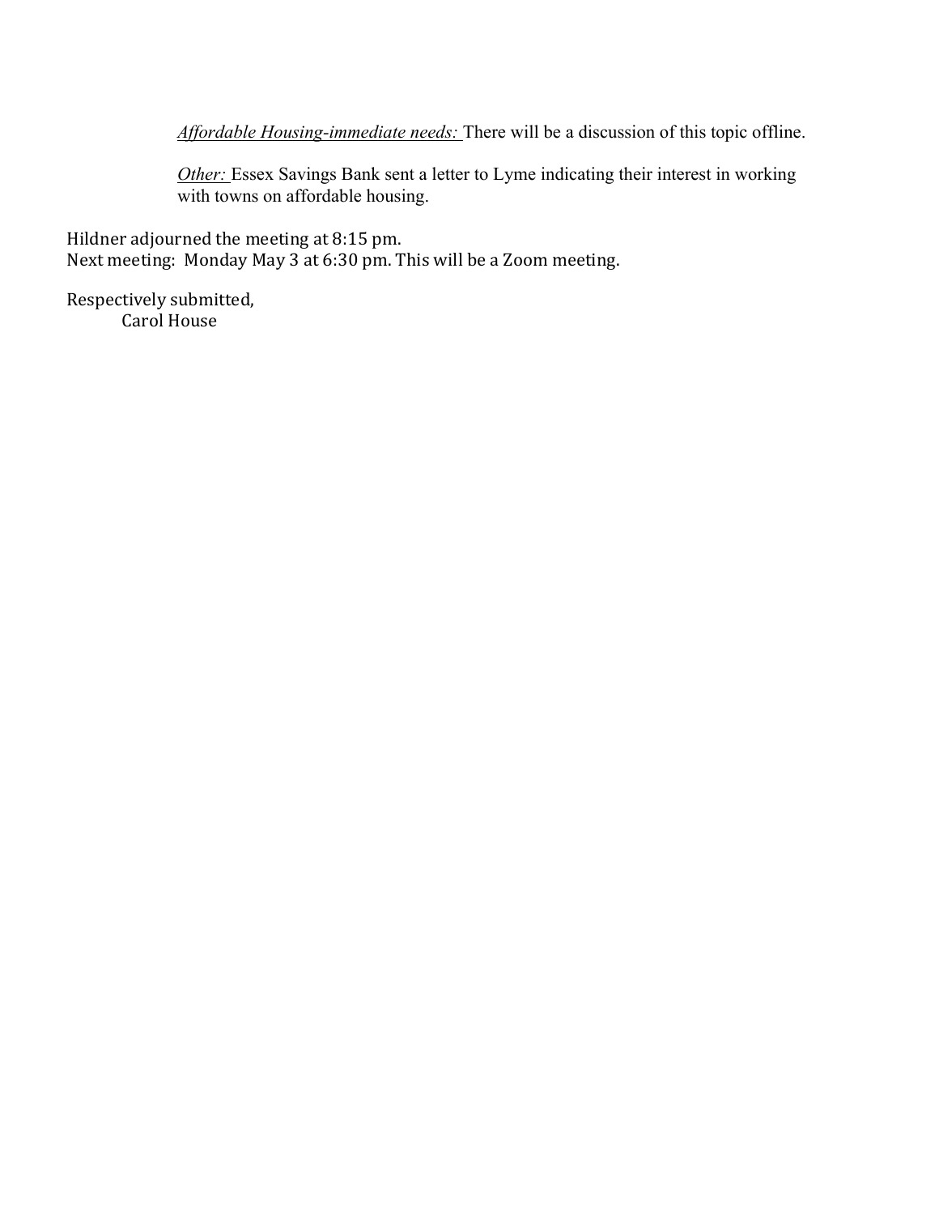*Affordable Housing-immediate needs:* There will be a discussion of this topic offline.

*Other:* Essex Savings Bank sent a letter to Lyme indicating their interest in working with towns on affordable housing.

Hildner adjourned the meeting at 8:15 pm.
Next meeting: Monday May 3 at 6:30 pm. This will be a Zoom meeting.

Respectively submitted,
Carol House